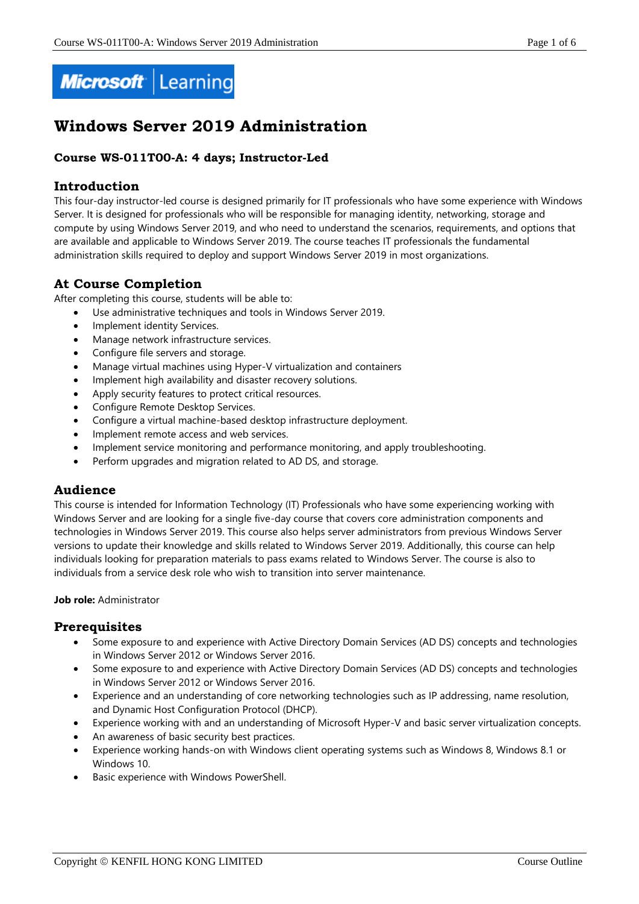# Windows Server 2019 Administration

### Course WS-011T00-A: 4 days; Instructor-Led

## Introduction

This four-day instructor-led course is designed primarily for IT professionals who have some experience with Windows Server. It is designed for professionals who will be responsible for managing identity, networking, storage and compute by using Windows Server 2019, and who need to understand the scenarios, requirements, and options that are available and applicable to Windows Server 2019. The course teaches IT professionals the fundamental administration skills required to deploy and support Windows Server 2019 in most organizations.

## At Course Completion

After completing this course, students will be able to:

- Use administrative techniques and tools in Windows Server 2019.
- Implement identity Services.
- Manage network infrastructure services.
- Configure file servers and storage.
- Manage virtual machines using Hyper-V virtualization and containers
- Implement high availability and disaster recovery solutions.
- Apply security features to protect critical resources.
- Configure Remote Desktop Services.
- Configure a virtual machine-based desktop infrastructure deployment.
- Implement remote access and web services.
- Implement service monitoring and performance monitoring, and apply troubleshooting.
- Perform upgrades and migration related to AD DS, and storage.

## Audience

This course is intended for Information Technology (IT) Professionals who have some experiencing working with Windows Server and are looking for a single five-day course that covers core administration components and technologies in Windows Server 2019. This course also helps server administrators from previous Windows Server versions to update their knowledge and skills related to Windows Server 2019. Additionally, this course can help individuals looking for preparation materials to pass exams related to Windows Server. The course is also to individuals from a service desk role who wish to transition into server maintenance.

**Job role:** Administrator

## Prerequisites

- Some exposure to and experience with Active Directory Domain Services (AD DS) concepts and technologies in Windows Server 2012 or Windows Server 2016.
- Some exposure to and experience with Active Directory Domain Services (AD DS) concepts and technologies in Windows Server 2012 or Windows Server 2016.
- Experience and an understanding of core networking technologies such as IP addressing, name resolution, and Dynamic Host Configuration Protocol (DHCP).
- Experience working with and an understanding of Microsoft Hyper-V and basic server virtualization concepts.
- An awareness of basic security best practices.
- Experience working hands-on with Windows client operating systems such as Windows 8, Windows 8.1 or Windows 10.
- Basic experience with Windows PowerShell.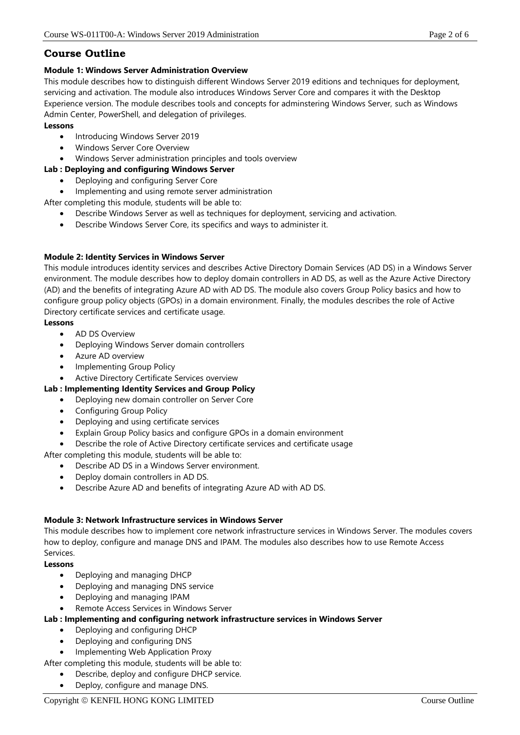## Course Outline

### Module 1: Windows Server Administration Overview

This module describes how to distinguish different Windows Server 2019 editions and techniques for deployment, servicing and activation. The module also introduces Windows Server Core and compares it with the Desktop Experience version. The module describes tools and concepts for adminstering Windows Server, such as Windows Admin Center, PowerShell, and delegation of privileges.

**Lessons**

- Introducing Windows Server 2019
- Windows Server Core Overview
- Windows Server administration principles and tools overview

**Lab : Deploying and configuring Windows Server**

- Deploying and configuring Server Core
- Implementing and using remote server administration

After completing this module, students will be able to:

- Describe Windows Server as well as techniques for deployment, servicing and activation.
- Describe Windows Server Core, its specifics and ways to administer it.

### Module 2: Identity Services in Windows Server

This module introduces identity services and describes Active Directory Domain Services (AD DS) in a Windows Server environment. The module describes how to deploy domain controllers in AD DS, as well as the Azure Active Directory (AD) and the benefits of integrating Azure AD with AD DS. The module also covers Group Policy basics and how to configure group policy objects (GPOs) in a domain environment. Finally, the modules describes the role of Active Directory certificate services and certificate usage.

**Lessons**

- AD DS Overview
- Deploying Windows Server domain controllers
- Azure AD overview
- Implementing Group Policy
- Active Directory Certificate Services overview

**Lab : Implementing Identity Services and Group Policy**

- Deploying new domain controller on Server Core
- Configuring Group Policy
- Deploying and using certificate services
- Explain Group Policy basics and configure GPOs in a domain environment
- Describe the role of Active Directory certificate services and certificate usage

After completing this module, students will be able to:

- Describe AD DS in a Windows Server environment.
- Deploy domain controllers in AD DS.
- Describe Azure AD and benefits of integrating Azure AD with AD DS.

### Module 3: Network Infrastructure services in Windows Server

This module describes how to implement core network infrastructure services in Windows Server. The modules covers how to deploy, configure and manage DNS and IPAM. The modules also describes how to use Remote Access Services.

**Lessons**

- Deploying and managing DHCP
- Deploying and managing DNS service
- Deploying and managing IPAM
- Remote Access Services in Windows Server

**Lab : Implementing and configuring network infrastructure services in Windows Server**

- Deploying and configuring DHCP
- Deploying and configuring DNS
- Implementing Web Application Proxy

After completing this module, students will be able to:

- Describe, deploy and configure DHCP service.
- Deploy, configure and manage DNS.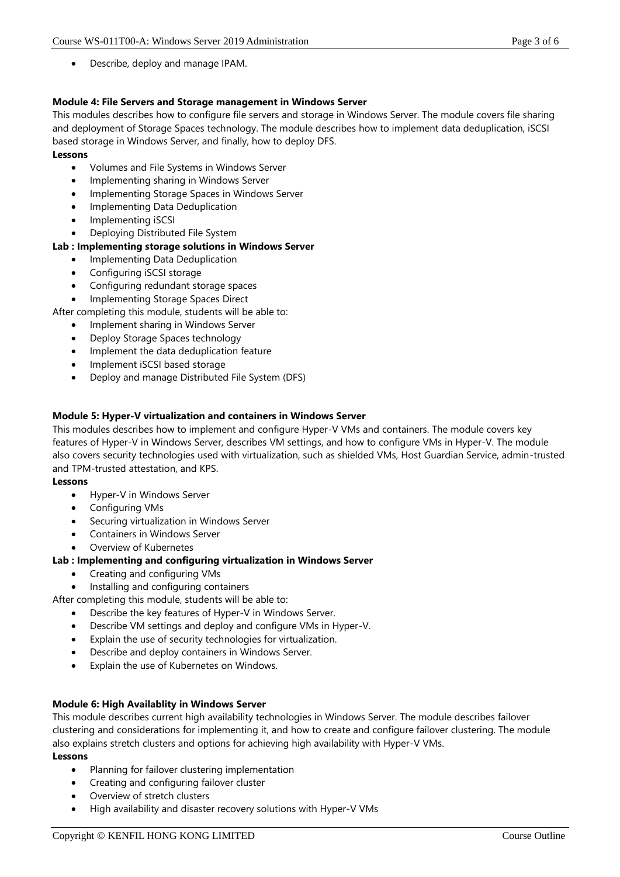- Describe, deploy and manage IPAM.

**Module 4: File Servers and Storage management in Windows Server**

This modules describes how to configure file servers and storage in Windows Server. The module covers file sharing and deployment of Storage Spaces technology. The module describes how to implement data deduplication, iSCSI based storage in Windows Server, and finally, how to deploy DFS.

**Lessons**

- Volumes and File Systems in Windows Server
- Implementing sharing in Windows Server
- Implementing Storage Spaces in Windows Server
- Implementing Data Deduplication
- Implementing iSCSI
- Deploying Distributed File System

**Lab : Implementing storage solutions in Windows Server**

- Implementing Data Deduplication
- Configuring iSCSI storage
- Configuring redundant storage spaces
- Implementing Storage Spaces Direct

After completing this module, students will be able to:

- Implement sharing in Windows Server
- Deploy Storage Spaces technology
- Implement the data deduplication feature
- Implement iSCSI based storage
- Deploy and manage Distributed File System (DFS)

**Module 5: Hyper-V virtualization and containers in Windows Server**

This modules describes how to implement and configure Hyper-V VMs and containers. The module covers key features of Hyper-V in Windows Server, describes VM settings, and how to configure VMs in Hyper-V. The module also covers security technologies used with virtualization, such as shielded VMs, Host Guardian Service, admin-trusted and TPM-trusted attestation, and KPS.

**Lessons**

- Hyper-V in Windows Server
- Configuring VMs
- Securing virtualization in Windows Server
- Containers in Windows Server
- Overview of Kubernetes

**Lab : Implementing and configuring virtualization in Windows Server**

- Creating and configuring VMs
- Installing and configuring containers

After completing this module, students will be able to:

- Describe the key features of Hyper-V in Windows Server.
- Describe VM settings and deploy and configure VMs in Hyper-V.
- Explain the use of security technologies for virtualization.
- Describe and deploy containers in Windows Server.
- Explain the use of Kubernetes on Windows.

**Module 6: High Availablity in Windows Server**

This module describes current high availability technologies in Windows Server. The module describes failover clustering and considerations for implementing it, and how to create and configure failover clustering. The module also explains stretch clusters and options for achieving high availability with Hyper-V VMs.

**Lessons**

- Planning for failover clustering implementation
- Creating and configuring failover cluster
- Overview of stretch clusters
- High availability and disaster recovery solutions with Hyper-V VMs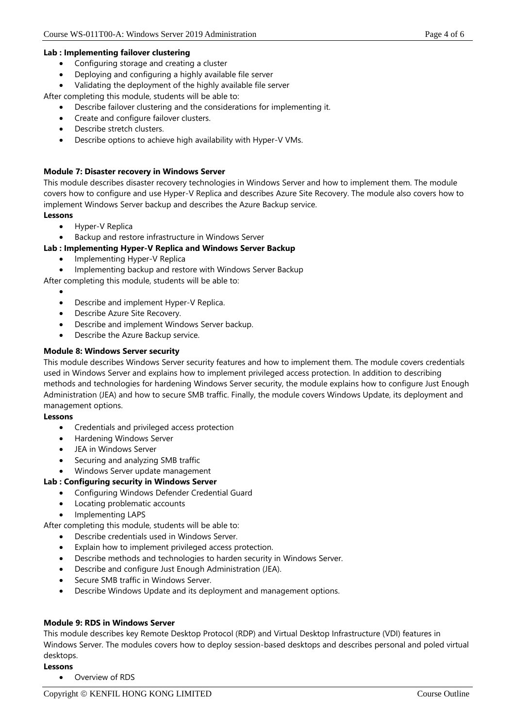**Lab : Implementing failover clustering**

- Configuring storage and creating a cluster
- Deploying and configuring a highly available file server
- Validating the deployment of the highly available file server

After completing this module, students will be able to:

- Describe failover clustering and the considerations for implementing it.
- Create and configure failover clusters.
- Describe stretch clusters.
- Describe options to achieve high availability with Hyper-V VMs.

**Module 7: Disaster recovery in Windows Server**

This module describes disaster recovery technologies in Windows Server and how to implement them. The module covers how to configure and use Hyper-V Replica and describes Azure Site Recovery. The module also covers how to implement Windows Server backup and describes the Azure Backup service.

**Lessons**

- Hyper-V Replica
- Backup and restore infrastructure in Windows Server

**Lab : Implementing Hyper-V Replica and Windows Server Backup**

- Implementing Hyper-V Replica
- Implementing backup and restore with Windows Server Backup

After completing this module, students will be able to:

- 
- Describe and implement Hyper-V Replica.
- Describe Azure Site Recovery.
- Describe and implement Windows Server backup.
- Describe the Azure Backup service.

**Module 8: Windows Server security**

This module describes Windows Server security features and how to implement them. The module covers credentials used in Windows Server and explains how to implement privileged access protection. In addition to describing methods and technologies for hardening Windows Server security, the module explains how to configure Just Enough Administration (JEA) and how to secure SMB traffic. Finally, the module covers Windows Update, its deployment and management options.

**Lessons**

- Credentials and privileged access protection
- Hardening Windows Server
- JEA in Windows Server
- Securing and analyzing SMB traffic
- Windows Server update management

**Lab : Configuring security in Windows Server**

- Configuring Windows Defender Credential Guard
- Locating problematic accounts
- Implementing LAPS

After completing this module, students will be able to:

- Describe credentials used in Windows Server.
- Explain how to implement privileged access protection.
- Describe methods and technologies to harden security in Windows Server.
- Describe and configure Just Enough Administration (JEA).
- Secure SMB traffic in Windows Server.
- Describe Windows Update and its deployment and management options.

**Module 9: RDS in Windows Server**

This module describes key Remote Desktop Protocol (RDP) and Virtual Desktop Infrastructure (VDI) features in Windows Server. The modules covers how to deploy session-based desktops and describes personal and poled virtual desktops.

**Lessons**

- Overview of RDS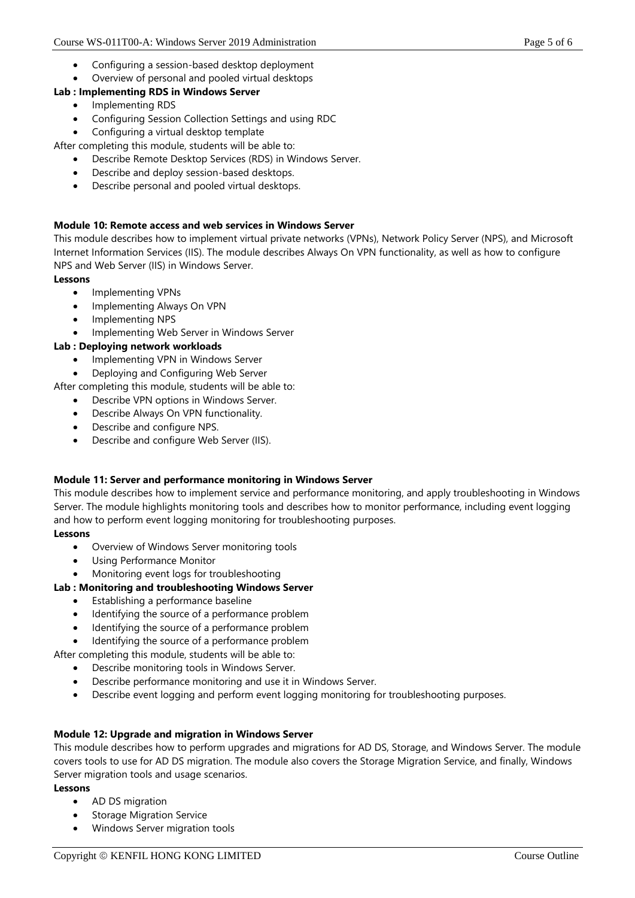- Configuring a session-based desktop deployment
- Overview of personal and pooled virtual desktops

**Lab : Implementing RDS in Windows Server**

- Implementing RDS
- Configuring Session Collection Settings and using RDC
- Configuring a virtual desktop template

After completing this module, students will be able to:

- Describe Remote Desktop Services (RDS) in Windows Server.
- Describe and deploy session-based desktops.
- Describe personal and pooled virtual desktops.

**Module 10: Remote access and web services in Windows Server**

This module describes how to implement virtual private networks (VPNs), Network Policy Server (NPS), and Microsoft Internet Information Services (IIS). The module describes Always On VPN functionality, as well as how to configure NPS and Web Server (IIS) in Windows Server.

**Lessons**

- Implementing VPNs
- Implementing Always On VPN
- Implementing NPS
- Implementing Web Server in Windows Server

**Lab : Deploying network workloads**

- Implementing VPN in Windows Server
- Deploying and Configuring Web Server

After completing this module, students will be able to:

- Describe VPN options in Windows Server.
- Describe Always On VPN functionality.
- Describe and configure NPS.
- Describe and configure Web Server (IIS).

**Module 11: Server and performance monitoring in Windows Server**

This module describes how to implement service and performance monitoring, and apply troubleshooting in Windows Server. The module highlights monitoring tools and describes how to monitor performance, including event logging and how to perform event logging monitoring for troubleshooting purposes.

**Lessons**

- Overview of Windows Server monitoring tools
- Using Performance Monitor
- Monitoring event logs for troubleshooting

**Lab : Monitoring and troubleshooting Windows Server**

- Establishing a performance baseline
- Identifying the source of a performance problem
- Identifying the source of a performance problem
- Identifying the source of a performance problem

After completing this module, students will be able to:

- Describe monitoring tools in Windows Server.
- Describe performance monitoring and use it in Windows Server.
- Describe event logging and perform event logging monitoring for troubleshooting purposes.

**Module 12: Upgrade and migration in Windows Server**

This module describes how to perform upgrades and migrations for AD DS, Storage, and Windows Server. The module covers tools to use for AD DS migration. The module also covers the Storage Migration Service, and finally, Windows Server migration tools and usage scenarios.

**Lessons**

- AD DS migration
- Storage Migration Service
- Windows Server migration tools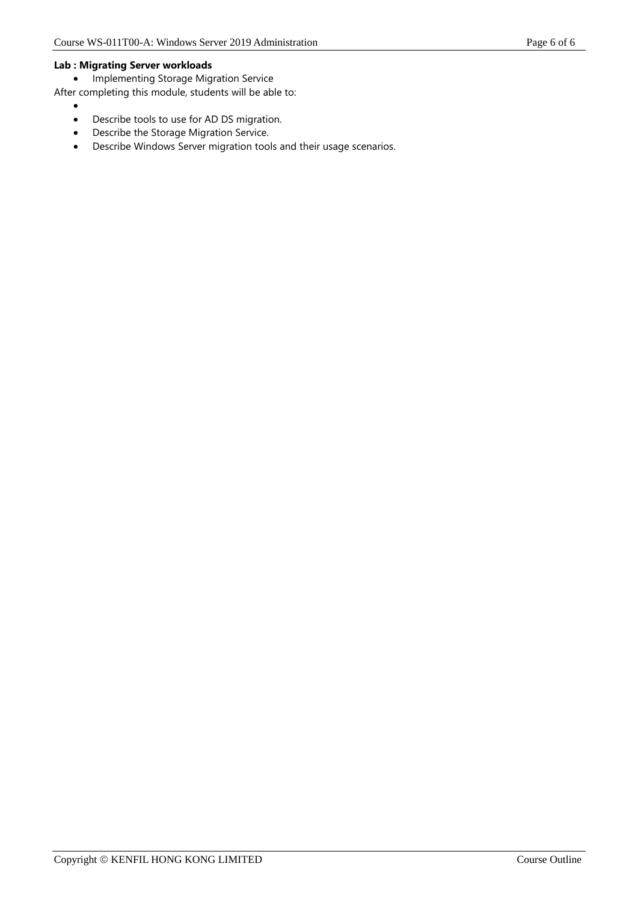**Lab : Migrating Server workloads**

- Implementing Storage Migration Service

After completing this module, students will be able to:

- 
- Describe tools to use for AD DS migration.
- Describe the Storage Migration Service.
- Describe Windows Server migration tools and their usage scenarios.